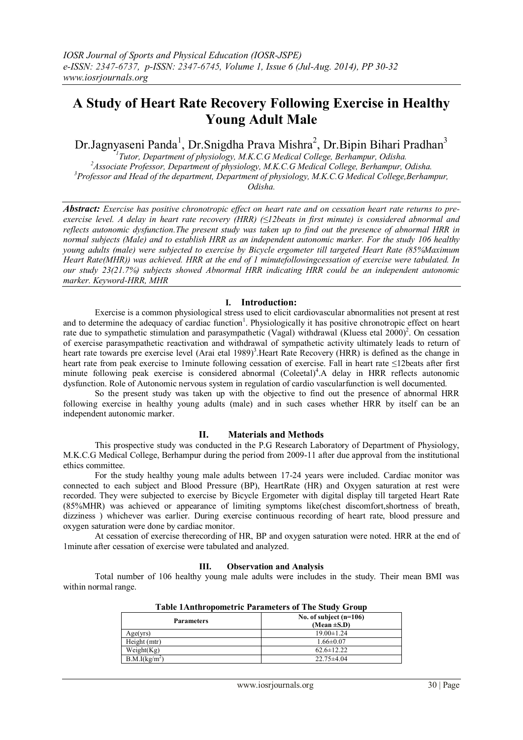# A Study of Heart Rate Recovery Following Exercise in Healthy Young Adult Male

Dr.Jagnyaseni Panda[1], Dr.Snigdha Prava Mishra[2], Dr.Bipin Bihari Pradhan[3]

[1]*Tutor, Department of physiology, M.K.C.G Medical College, Berhampur, Odisha.*
[2]*Associate Professor, Department of physiology, M.K.C.G Medical College, Berhampur, Odisha.*
[3]*Professor and Head of the department, Department of physiology, M.K.C.G Medical College,Berhampur, Odisha.*

***Abstract:*** *Exercise has positive chronotropic effect on heart rate and on cessation heart rate returns to pre-exercise level. A delay in heart rate recovery (HRR) (≤12beats in first minute) is considered abnormal and reflects autonomic dysfunction.The present study was taken up to find out the presence of abnormal HRR in normal subjects (Male) and to establish HRR as an independent autonomic marker. For the study 106 healthy young adults (male) were subjected to exercise by Bicycle ergometer till targeted Heart Rate (85%Maximum Heart Rate(MHR)) was achieved. HRR at the end of 1 minutefollowingcessation of exercise were tabulated. In our study 23(21.7%) subjects showed Abnormal HRR indicating HRR could be an independent autonomic marker. Keyword-HRR, MHR*

## I. Introduction:

Exercise is a common physiological stress used to elicit cardiovascular abnormalities not present at rest and to determine the adequacy of cardiac function[1]. Physiologically it has positive chronotropic effect on heart rate due to sympathetic stimulation and parasympathetic (Vagal) withdrawal (Kluess etal 2000)[2]. On cessation of exercise parasympathetic reactivation and withdrawal of sympathetic activity ultimately leads to return of heart rate towards pre exercise level (Arai etal 1989)[3].Heart Rate Recovery (HRR) is defined as the change in heart rate from peak exercise to 1minute following cessation of exercise. Fall in heart rate ≤12beats after first minute following peak exercise is considered abnormal (Coleetal)[4].A delay in HRR reflects autonomic dysfunction. Role of Autonomic nervous system in regulation of cardio vascularfunction is well documented.

So the present study was taken up with the objective to find out the presence of abnormal HRR following exercise in healthy young adults (male) and in such cases whether HRR by itself can be an independent autonomic marker.

## II. Materials and Methods

This prospective study was conducted in the P.G Research Laboratory of Department of Physiology, M.K.C.G Medical College, Berhampur during the period from 2009-11 after due approval from the institutional ethics committee.

For the study healthy young male adults between 17-24 years were included. Cardiac monitor was connected to each subject and Blood Pressure (BP), HeartRate (HR) and Oxygen saturation at rest were recorded. They were subjected to exercise by Bicycle Ergometer with digital display till targeted Heart Rate (85%MHR) was achieved or appearance of limiting symptoms like(chest discomfort,shortness of breath, dizziness ) whichever was earlier. During exercise continuous recording of heart rate, blood pressure and oxygen saturation were done by cardiac monitor.

At cessation of exercise therecording of HR, BP and oxygen saturation were noted. HRR at the end of 1minute after cessation of exercise were tabulated and analyzed.

## III. Observation and Analysis

Total number of 106 healthy young male adults were includes in the study. Their mean BMI was within normal range.

**Table 1Anthropometric Parameters of The Study Group**

| Parameters | No. of subject (n=106) (Mean ±S.D) |
|---|---|
| Age(yrs) | 19.00±1.24 |
| Height (mtr) | 1.66±0.07 |
| Weight(Kg) | 62.6±12.22 |
| B.M.I(kg/m$^2$) | 22.75±4.04 |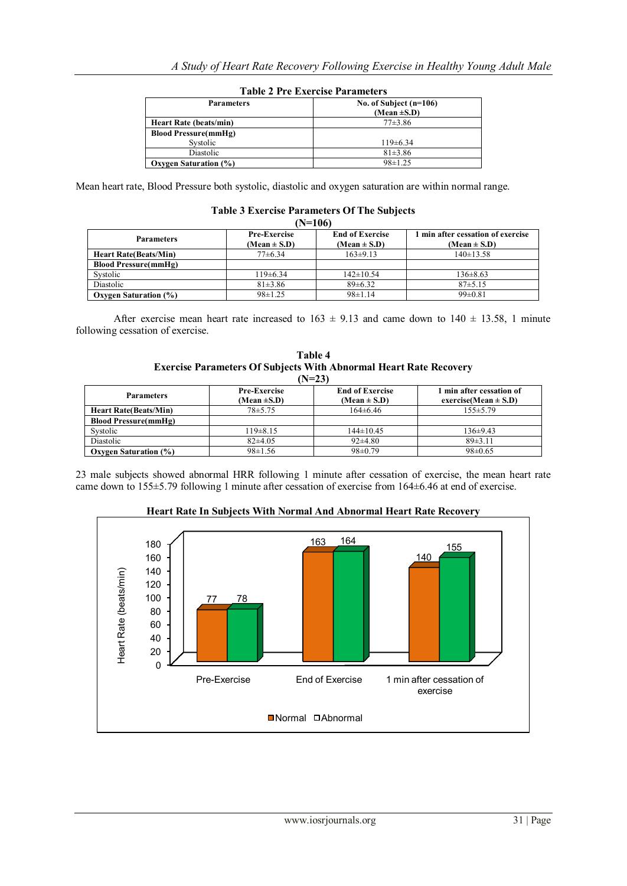**Table 2 Pre Exercise Parameters**

| Parameters | No. of Subject (n=106) (Mean ±S.D) |
|---|---|
| **Heart Rate (beats/min)** | 77±3.86 |
| **Blood Pressure(mmHg)** | |
| Systolic | 119±6.34 |
| Diastolic | 81±3.86 |
| **Oxygen Saturation (%)** | 98±1.25 |

Mean heart rate, Blood Pressure both systolic, diastolic and oxygen saturation are within normal range.

**Table 3 Exercise Parameters Of The Subjects (N=106)**

| Parameters | Pre-Exercise (Mean ± S.D) | End of Exercise (Mean ± S.D) | 1 min after cessation of exercise (Mean ± S.D) |
|---|---|---|---|
| **Heart Rate(Beats/Min)** | 77±6.34 | 163±9.13 | 140±13.58 |
| **Blood Pressure(mmHg)** | | | |
| Systolic | 119±6.34 | 142±10.54 | 136±8.63 |
| Diastolic | 81±3.86 | 89±6.32 | 87±5.15 |
| **Oxygen Saturation (%)** | 98±1.25 | 98±1.14 | 99±0.81 |

After exercise mean heart rate increased to 163 ± 9.13 and came down to 140 ± 13.58, 1 minute following cessation of exercise.

**Table 4**
**Exercise Parameters Of Subjects With Abnormal Heart Rate Recovery (N=23)**

| Parameters | Pre-Exercise (Mean ±S.D) | End of Exercise (Mean ± S.D) | 1 min after cessation of exercise(Mean ± S.D) |
|---|---|---|---|
| **Heart Rate(Beats/Min)** | 78±5.75 | 164±6.46 | 155±5.79 |
| **Blood Pressure(mmHg)** | | | |
| Systolic | 119±8.15 | 144±10.45 | 136±9.43 |
| Diastolic | 82±4.05 | 92±4.80 | 89±3.11 |
| **Oxygen Saturation (%)** | 98±1.56 | 98±0.79 | 98±0.65 |

23 male subjects showed abnormal HRR following 1 minute after cessation of exercise, the mean heart rate came down to 155±5.79 following 1 minute after cessation of exercise from 164±6.46 at end of exercise.

**Heart Rate In Subjects With Normal And Abnormal Heart Rate Recovery**

| | Pre-Exercise | End of Exercise | 1 min after cessation of exercise |
|---|---|---|---|
| Normal | 77 | 163 | 140 |
| Abnormal | 78 | 164 | 155 |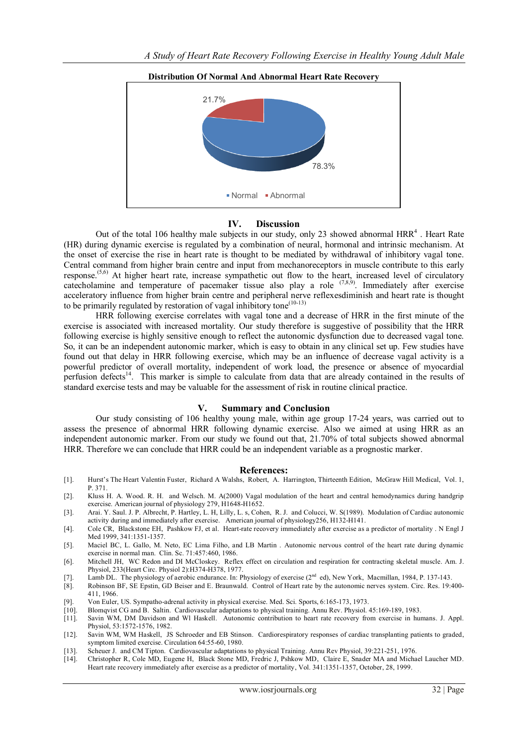**Distribution Of Normal And Abnormal Heart Rate Recovery**

21.7%

78.3%

Normal Abnormal

## IV. Discussion

Out of the total 106 healthy male subjects in our study, only 23 showed abnormal HRR[4] . Heart Rate (HR) during dynamic exercise is regulated by a combination of neural, hormonal and intrinsic mechanism. At the onset of exercise the rise in heart rate is thought to be mediated by withdrawal of inhibitory vagal tone. Central command from higher brain centre and input from mechanoreceptors in muscle contribute to this early response.[5,6] At higher heart rate, increase sympathetic out flow to the heart, increased level of circulatory catecholamine and temperature of pacemaker tissue also play a role [7,8,9]. Immediately after exercise acceleratory influence from higher brain centre and peripheral nerve reflexesdiminish and heart rate is thought to be primarily regulated by restoration of vagal inhibitory tone[10-13]

HRR following exercise correlates with vagal tone and a decrease of HRR in the first minute of the exercise is associated with increased mortality. Our study therefore is suggestive of possibility that the HRR following exercise is highly sensitive enough to reflect the autonomic dysfunction due to decreased vagal tone. So, it can be an independent autonomic marker, which is easy to obtain in any clinical set up. Few studies have found out that delay in HRR following exercise, which may be an influence of decrease vagal activity is a powerful predictor of overall mortality, independent of work load, the presence or absence of myocardial perfusion defects[14]. This marker is simple to calculate from data that are already contained in the results of standard exercise tests and may be valuable for the assessment of risk in routine clinical practice.

## V. Summary and Conclusion

Our study consisting of 106 healthy young male, within age group 17-24 years, was carried out to assess the presence of abnormal HRR following dynamic exercise. Also we aimed at using HRR as an independent autonomic marker. From our study we found out that, 21.70% of total subjects showed abnormal HRR. Therefore we can conclude that HRR could be an independent variable as a prognostic marker.

## References:

[1]. Hurst's The Heart Valentin Fuster, Richard A Walshs, Robert, A. Harrington, Thirteenth Edition, McGraw Hill Medical, Vol. 1, P. 371.

[2]. Kluss H. A. Wood. R. H. and Welsch. M. A(2000) Vagal modulation of the heart and central hemodynamics during handgrip exercise. American journal of physiology 279, H1648-H1652.

[3]. Arai. Y. Saul. J. P. Albrecht, P. Hartley, L. H, Lilly, L. s, Cohen, R. J. and Colucci, W. S(1989). Modulation of Cardiac autonomic activity during and immediately after exercise. American journal of physiology256, H132-H141.

[4]. Cole CR, Blackstone EH, Pashkow FJ, et al. Heart-rate recovery immediately after exercise as a predictor of mortality . N Engl J Med 1999, 341:1351-1357.

[5]. Maciel BC, L. Gallo, M. Neto, EC Lima Filho, and LB Martin . Autonomic nervous control of the heart rate during dynamic exercise in normal man. Clin. Sc. 71:457:460, 1986.

[6]. Mitchell JH, WC Redon and DI McCloskey. Reflex effect on circulation and respiration for contracting skeletal muscle. Am. J. Physiol, 233(Heart Circ. Physiol 2):H374-H378, 1977.

[7]. Lamb DL. The physiology of aerobic endurance. In: Physiology of exercise (2nd ed), New York, Macmillan, 1984, P. 137-143.

[8]. Robinson BF, SE Epstin, GD Beiser and E. Braunwald. Control of Heart rate by the autonomic nerves system. Circ. Res. 19:400-411, 1966.

[9]. Von Euler, US. Sympatho-adrenal activity in physical exercise. Med. Sci. Sports, 6:165-173, 1973.

[10]. Blomqvist CG and B. Saltin. Cardiovascular adaptations to physical training. Annu Rev. Physiol. 45:169-189, 1983.

[11]. Savin WM, DM Davidson and Wl Haskell. Autonomic contribution to heart rate recovery from exercise in humans. J. Appl. Physiol, 53:1572-1576, 1982.

[12]. Savin WM, WM Haskell, JS Schroeder and EB Stinson. Cardiorespiratory responses of cardiac transplanting patients to graded, symptom limited exercise. Circulation 64:55-60, 1980.

[13]. Scheuer J. and CM Tipton. Cardiovascular adaptations to physical Training. Annu Rev Physiol, 39:221-251, 1976.

[14]. Christopher R, Cole MD, Eugene H, Black Stone MD, Fredric J, Pshkow MD, Claire E, Snader MA and Michael Laucher MD. Heart rate recovery immediately after exercise as a predictor of mortality, Vol. 341:1351-1357, October, 28, 1999.